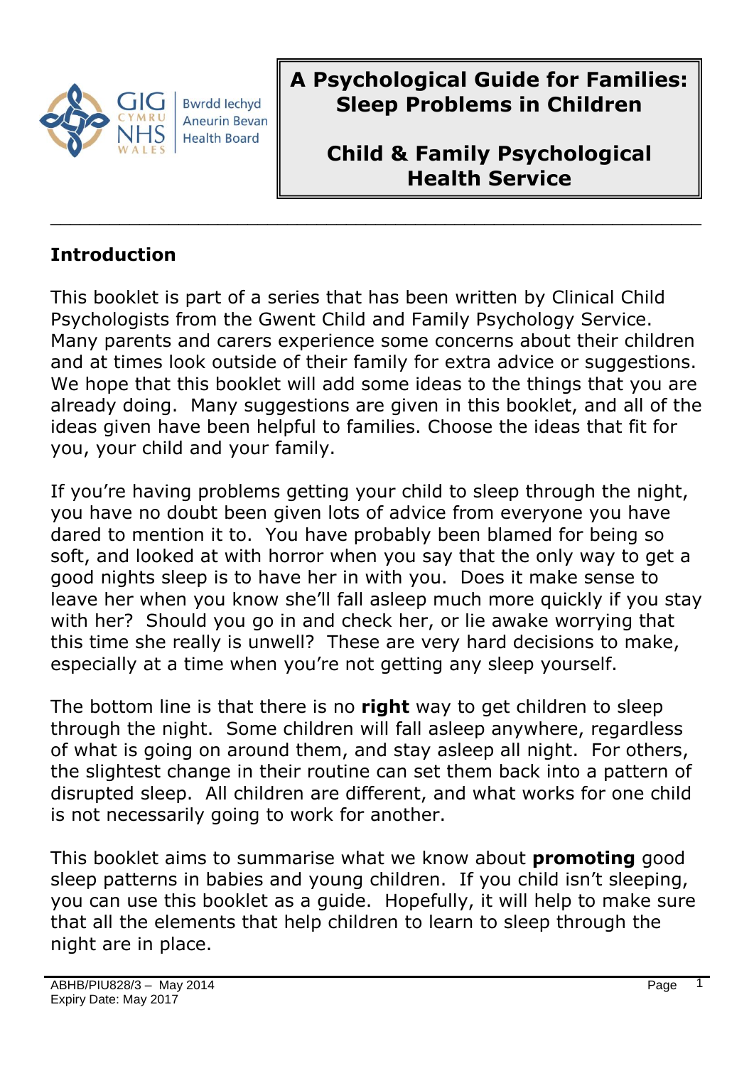# A Psychological Guide for Families: Sleep Problems in Children

## Child & Family Psychological Health Service

---

## Introduction

This booklet is part of a series that has been written by Clinical Child Psychologists from the Gwent Child and Family Psychology Service. Many parents and carers experience some concerns about their children and at times look outside of their family for extra advice or suggestions. We hope that this booklet will add some ideas to the things that you are already doing. Many suggestions are given in this booklet, and all of the ideas given have been helpful to families. Choose the ideas that fit for you, your child and your family.

If you're having problems getting your child to sleep through the night, you have no doubt been given lots of advice from everyone you have dared to mention it to. You have probably been blamed for being so soft, and looked at with horror when you say that the only way to get a good nights sleep is to have her in with you. Does it make sense to leave her when you know she'll fall asleep much more quickly if you stay with her? Should you go in and check her, or lie awake worrying that this time she really is unwell? These are very hard decisions to make, especially at a time when you're not getting any sleep yourself.

The bottom line is that there is no **right** way to get children to sleep through the night. Some children will fall asleep anywhere, regardless of what is going on around them, and stay asleep all night. For others, the slightest change in their routine can set them back into a pattern of disrupted sleep. All children are different, and what works for one child is not necessarily going to work for another.

This booklet aims to summarise what we know about **promoting** good sleep patterns in babies and young children. If you child isn't sleeping, you can use this booklet as a guide. Hopefully, it will help to make sure that all the elements that help children to learn to sleep through the night are in place.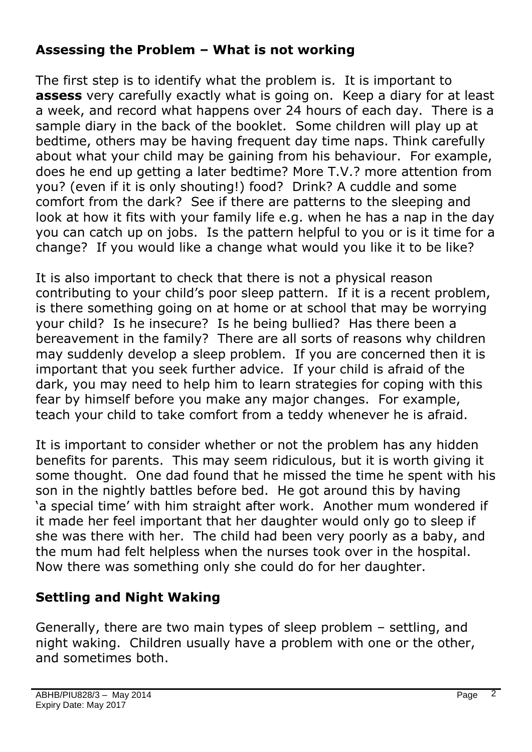## Assessing the Problem – What is not working

The first step is to identify what the problem is. It is important to **assess** very carefully exactly what is going on. Keep a diary for at least a week, and record what happens over 24 hours of each day. There is a sample diary in the back of the booklet. Some children will play up at bedtime, others may be having frequent day time naps. Think carefully about what your child may be gaining from his behaviour. For example, does he end up getting a later bedtime? More T.V.? more attention from you? (even if it is only shouting!) food? Drink? A cuddle and some comfort from the dark? See if there are patterns to the sleeping and look at how it fits with your family life e.g. when he has a nap in the day you can catch up on jobs. Is the pattern helpful to you or is it time for a change? If you would like a change what would you like it to be like?

It is also important to check that there is not a physical reason contributing to your child's poor sleep pattern. If it is a recent problem, is there something going on at home or at school that may be worrying your child? Is he insecure? Is he being bullied? Has there been a bereavement in the family? There are all sorts of reasons why children may suddenly develop a sleep problem. If you are concerned then it is important that you seek further advice. If your child is afraid of the dark, you may need to help him to learn strategies for coping with this fear by himself before you make any major changes. For example, teach your child to take comfort from a teddy whenever he is afraid.

It is important to consider whether or not the problem has any hidden benefits for parents. This may seem ridiculous, but it is worth giving it some thought. One dad found that he missed the time he spent with his son in the nightly battles before bed. He got around this by having 'a special time' with him straight after work. Another mum wondered if it made her feel important that her daughter would only go to sleep if she was there with her. The child had been very poorly as a baby, and the mum had felt helpless when the nurses took over in the hospital. Now there was something only she could do for her daughter.

## Settling and Night Waking

Generally, there are two main types of sleep problem – settling, and night waking. Children usually have a problem with one or the other, and sometimes both.

ABHB/PIU828/3 – May 2014
Expiry Date: May 2017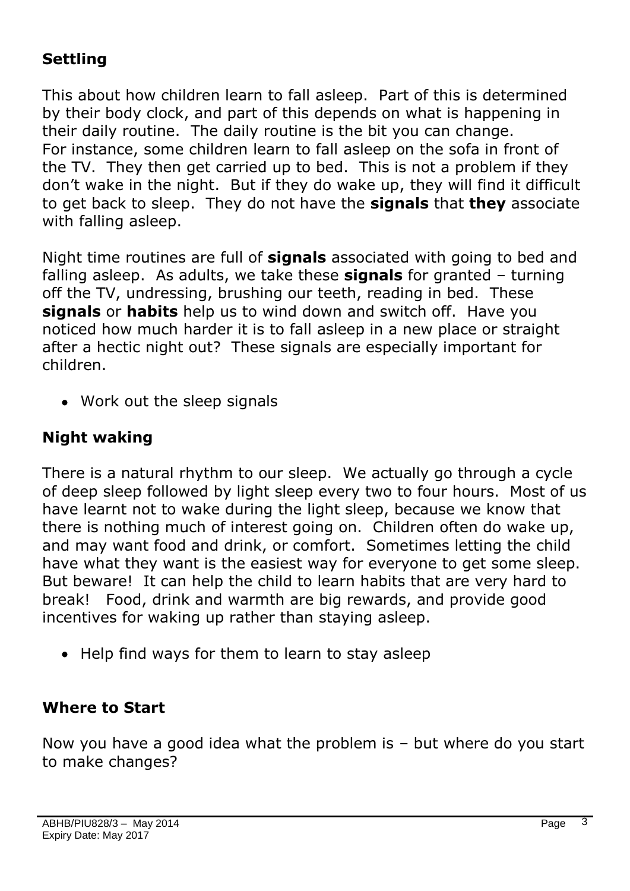## Settling

This about how children learn to fall asleep. Part of this is determined by their body clock, and part of this depends on what is happening in their daily routine. The daily routine is the bit you can change. For instance, some children learn to fall asleep on the sofa in front of the TV. They then get carried up to bed. This is not a problem if they don't wake in the night. But if they do wake up, they will find it difficult to get back to sleep. They do not have the **signals** that **they** associate with falling asleep.

Night time routines are full of **signals** associated with going to bed and falling asleep. As adults, we take these **signals** for granted – turning off the TV, undressing, brushing our teeth, reading in bed. These **signals** or **habits** help us to wind down and switch off. Have you noticed how much harder it is to fall asleep in a new place or straight after a hectic night out? These signals are especially important for children.

- Work out the sleep signals

## Night waking

There is a natural rhythm to our sleep. We actually go through a cycle of deep sleep followed by light sleep every two to four hours. Most of us have learnt not to wake during the light sleep, because we know that there is nothing much of interest going on. Children often do wake up, and may want food and drink, or comfort. Sometimes letting the child have what they want is the easiest way for everyone to get some sleep. But beware! It can help the child to learn habits that are very hard to break! Food, drink and warmth are big rewards, and provide good incentives for waking up rather than staying asleep.

- Help find ways for them to learn to stay asleep

## Where to Start

Now you have a good idea what the problem is – but where do you start to make changes?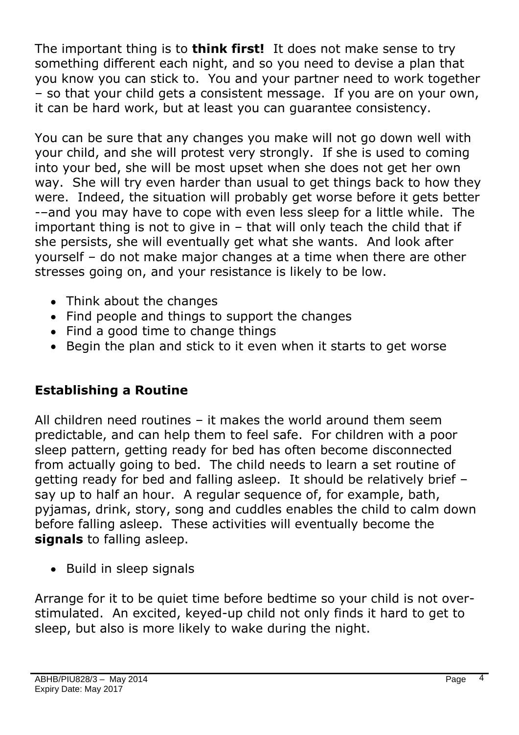The important thing is to **think first!** It does not make sense to try something different each night, and so you need to devise a plan that you know you can stick to. You and your partner need to work together – so that your child gets a consistent message. If you are on your own, it can be hard work, but at least you can guarantee consistency.

You can be sure that any changes you make will not go down well with your child, and she will protest very strongly. If she is used to coming into your bed, she will be most upset when she does not get her own way. She will try even harder than usual to get things back to how they were. Indeed, the situation will probably get worse before it gets better -–and you may have to cope with even less sleep for a little while. The important thing is not to give in – that will only teach the child that if she persists, she will eventually get what she wants. And look after yourself – do not make major changes at a time when there are other stresses going on, and your resistance is likely to be low.

- Think about the changes
- Find people and things to support the changes
- Find a good time to change things
- Begin the plan and stick to it even when it starts to get worse

## Establishing a Routine

All children need routines – it makes the world around them seem predictable, and can help them to feel safe. For children with a poor sleep pattern, getting ready for bed has often become disconnected from actually going to bed. The child needs to learn a set routine of getting ready for bed and falling asleep. It should be relatively brief – say up to half an hour. A regular sequence of, for example, bath, pyjamas, drink, story, song and cuddles enables the child to calm down before falling asleep. These activities will eventually become the **signals** to falling asleep.

- Build in sleep signals

Arrange for it to be quiet time before bedtime so your child is not over-stimulated. An excited, keyed-up child not only finds it hard to get to sleep, but also is more likely to wake during the night.

ABHB/PIU828/3 – May 2014
Expiry Date: May 2017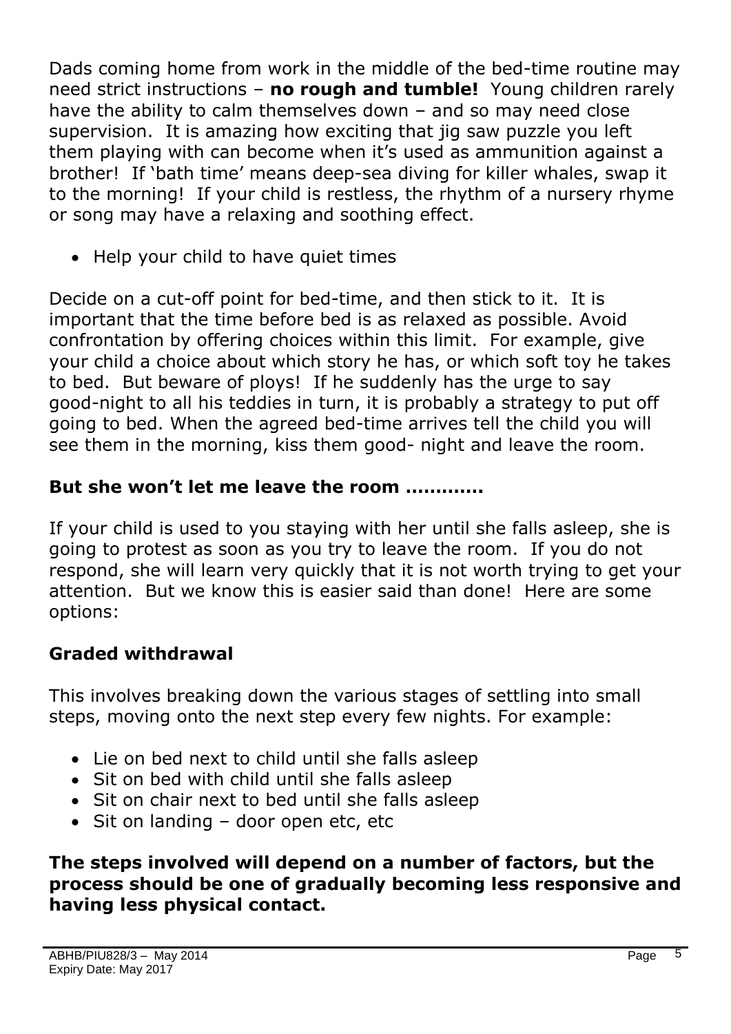Dads coming home from work in the middle of the bed-time routine may need strict instructions – **no rough and tumble!** Young children rarely have the ability to calm themselves down – and so may need close supervision. It is amazing how exciting that jig saw puzzle you left them playing with can become when it's used as ammunition against a brother! If 'bath time' means deep-sea diving for killer whales, swap it to the morning! If your child is restless, the rhythm of a nursery rhyme or song may have a relaxing and soothing effect.

- Help your child to have quiet times

Decide on a cut-off point for bed-time, and then stick to it. It is important that the time before bed is as relaxed as possible. Avoid confrontation by offering choices within this limit. For example, give your child a choice about which story he has, or which soft toy he takes to bed. But beware of ploys! If he suddenly has the urge to say good-night to all his teddies in turn, it is probably a strategy to put off going to bed. When the agreed bed-time arrives tell the child you will see them in the morning, kiss them good- night and leave the room.

### But she won't let me leave the room ............

If your child is used to you staying with her until she falls asleep, she is going to protest as soon as you try to leave the room. If you do not respond, she will learn very quickly that it is not worth trying to get your attention. But we know this is easier said than done! Here are some options:

### Graded withdrawal

This involves breaking down the various stages of settling into small steps, moving onto the next step every few nights. For example:

- Lie on bed next to child until she falls asleep
- Sit on bed with child until she falls asleep
- Sit on chair next to bed until she falls asleep
- Sit on landing – door open etc, etc

**The steps involved will depend on a number of factors, but the process should be one of gradually becoming less responsive and having less physical contact.**

ABHB/PIU828/3 – May 2014
Expiry Date: May 2017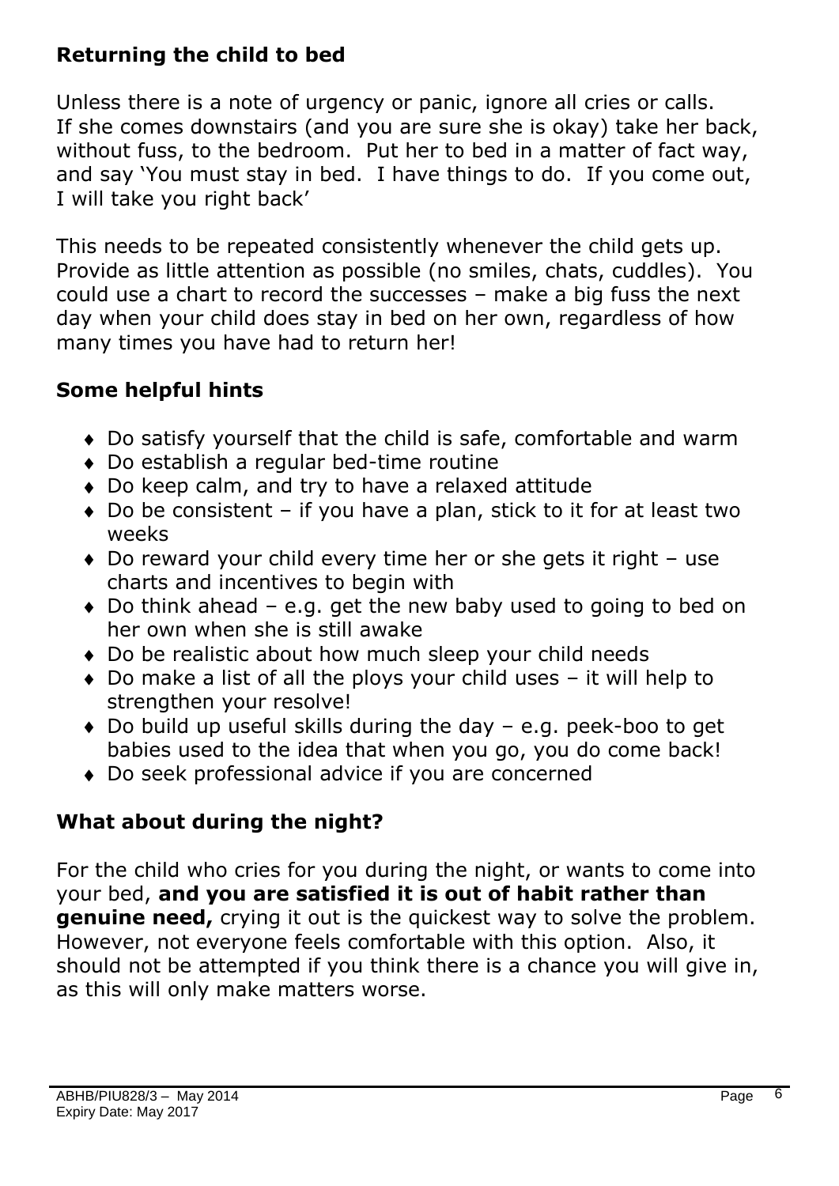## Returning the child to bed

Unless there is a note of urgency or panic, ignore all cries or calls. If she comes downstairs (and you are sure she is okay) take her back, without fuss, to the bedroom. Put her to bed in a matter of fact way, and say 'You must stay in bed. I have things to do. If you come out, I will take you right back'

This needs to be repeated consistently whenever the child gets up. Provide as little attention as possible (no smiles, chats, cuddles). You could use a chart to record the successes – make a big fuss the next day when your child does stay in bed on her own, regardless of how many times you have had to return her!

## Some helpful hints

- Do satisfy yourself that the child is safe, comfortable and warm
- Do establish a regular bed-time routine
- Do keep calm, and try to have a relaxed attitude
- Do be consistent – if you have a plan, stick to it for at least two weeks
- Do reward your child every time her or she gets it right – use charts and incentives to begin with
- Do think ahead – e.g. get the new baby used to going to bed on her own when she is still awake
- Do be realistic about how much sleep your child needs
- Do make a list of all the ploys your child uses – it will help to strengthen your resolve!
- Do build up useful skills during the day – e.g. peek-boo to get babies used to the idea that when you go, you do come back!
- Do seek professional advice if you are concerned

## What about during the night?

For the child who cries for you during the night, or wants to come into your bed, **and you are satisfied it is out of habit rather than genuine need,** crying it out is the quickest way to solve the problem. However, not everyone feels comfortable with this option. Also, it should not be attempted if you think there is a chance you will give in, as this will only make matters worse.

ABHB/PIU828/3 – May 2014
Expiry Date: May 2017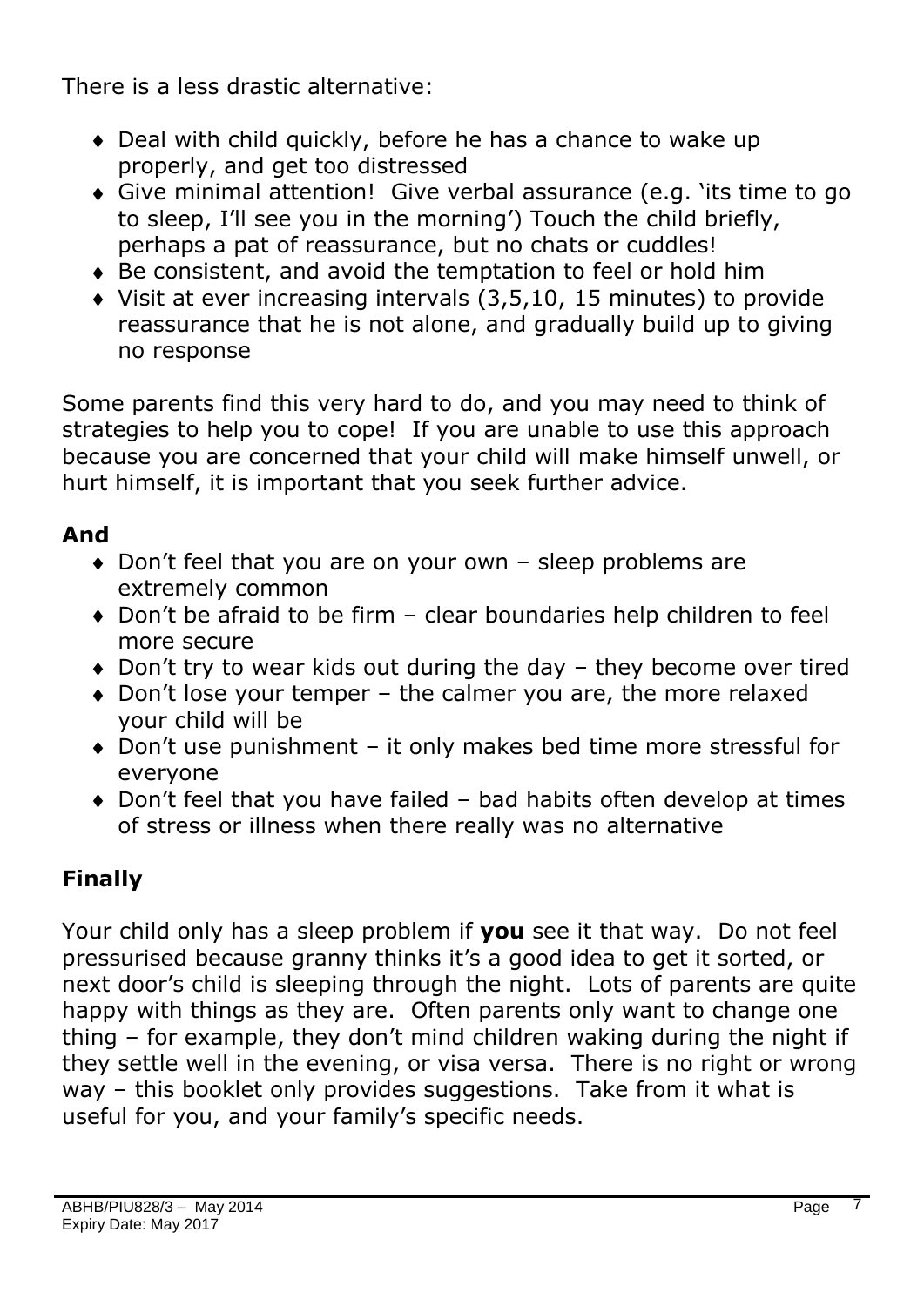There is a less drastic alternative:

- Deal with child quickly, before he has a chance to wake up properly, and get too distressed
- Give minimal attention! Give verbal assurance (e.g. 'its time to go to sleep, I'll see you in the morning') Touch the child briefly, perhaps a pat of reassurance, but no chats or cuddles!
- Be consistent, and avoid the temptation to feel or hold him
- Visit at ever increasing intervals (3,5,10, 15 minutes) to provide reassurance that he is not alone, and gradually build up to giving no response

Some parents find this very hard to do, and you may need to think of strategies to help you to cope! If you are unable to use this approach because you are concerned that your child will make himself unwell, or hurt himself, it is important that you seek further advice.

## And

- Don't feel that you are on your own – sleep problems are extremely common
- Don't be afraid to be firm – clear boundaries help children to feel more secure
- Don't try to wear kids out during the day – they become over tired
- Don't lose your temper – the calmer you are, the more relaxed your child will be
- Don't use punishment – it only makes bed time more stressful for everyone
- Don't feel that you have failed – bad habits often develop at times of stress or illness when there really was no alternative

## Finally

Your child only has a sleep problem if **you** see it that way. Do not feel pressurised because granny thinks it's a good idea to get it sorted, or next door's child is sleeping through the night. Lots of parents are quite happy with things as they are. Often parents only want to change one thing – for example, they don't mind children waking during the night if they settle well in the evening, or visa versa. There is no right or wrong way – this booklet only provides suggestions. Take from it what is useful for you, and your family's specific needs.

ABHB/PIU828/3 – May 2014
Expiry Date: May 2017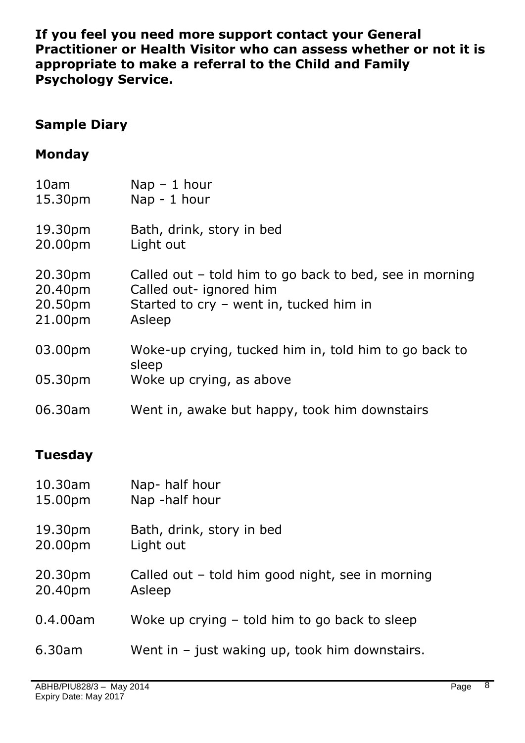**If you feel you need more support contact your General Practitioner or Health Visitor who can assess whether or not it is appropriate to make a referral to the Child and Family Psychology Service.**

## Sample Diary

### Monday

| | |
|---|---|
| 10am | Nap – 1 hour |
| 15.30pm | Nap - 1 hour |
| 19.30pm | Bath, drink, story in bed |
| 20.00pm | Light out |
| 20.30pm | Called out – told him to go back to bed, see in morning |
| 20.40pm | Called out- ignored him |
| 20.50pm | Started to cry – went in, tucked him in |
| 21.00pm | Asleep |
| 03.00pm | Woke-up crying, tucked him in, told him to go back to sleep |
| 05.30pm | Woke up crying, as above |
| 06.30am | Went in, awake but happy, took him downstairs |

### Tuesday

| | |
|---|---|
| 10.30am | Nap- half hour |
| 15.00pm | Nap -half hour |
| 19.30pm | Bath, drink, story in bed |
| 20.00pm | Light out |
| 20.30pm | Called out – told him good night, see in morning |
| 20.40pm | Asleep |
| 0.4.00am | Woke up crying – told him to go back to sleep |
| 6.30am | Went in – just waking up, took him downstairs. |

ABHB/PIU828/3 – May 2014
Expiry Date: May 2017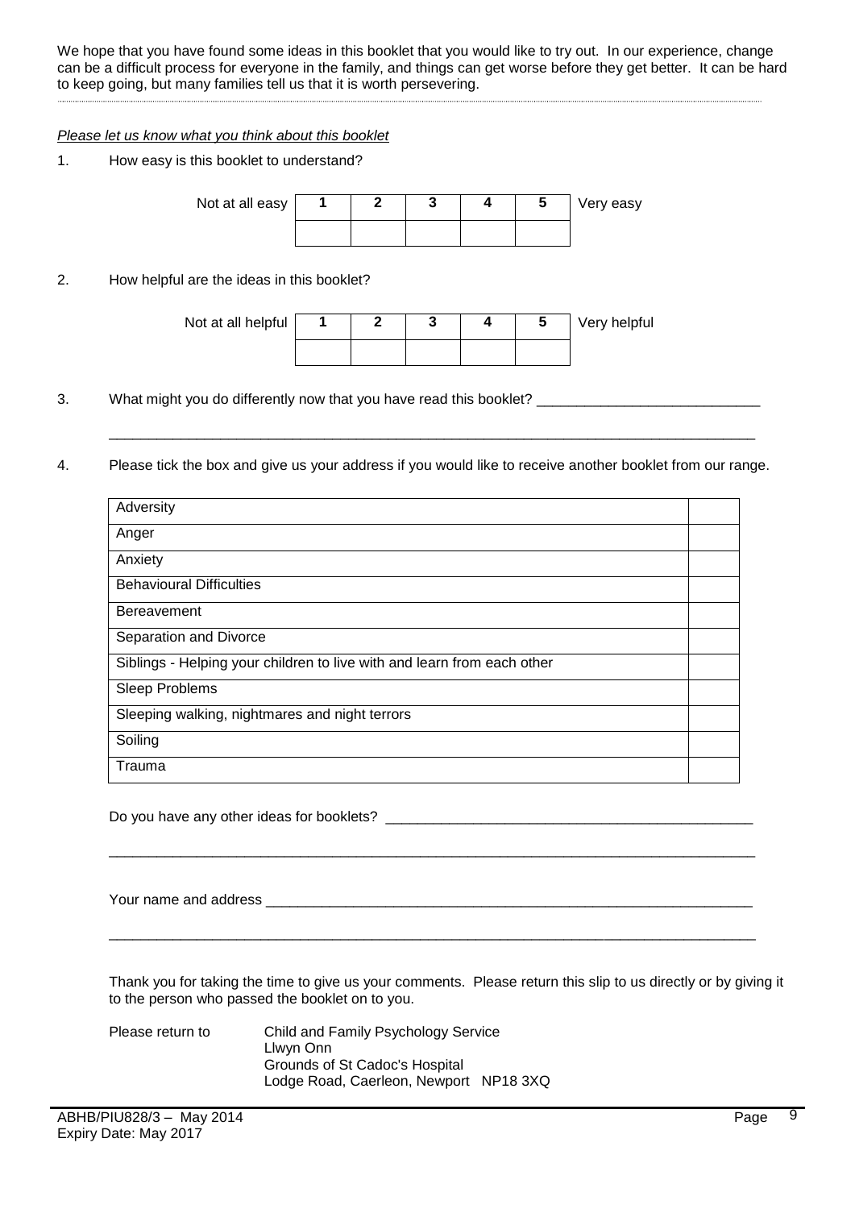We hope that you have found some ideas in this booklet that you would like to try out. In our experience, change can be a difficult process for everyone in the family, and things can get worse before they get better. It can be hard to keep going, but many families tell us that it is worth persevering.

---

*Please let us know what you think about this booklet*

1. How easy is this booklet to understand?

| Not at all easy | 1 | 2 | 3 | 4 | 5 | Very easy |
|---|---|---|---|---|---|---|
| | | | | | | |

2. How helpful are the ideas in this booklet?

| Not at all helpful | 1 | 2 | 3 | 4 | 5 | Very helpful |
|---|---|---|---|---|---|---|
| | | | | | | |

3. What might you do differently now that you have read this booklet? ____________________________

_____________________________________________________________________________________

4. Please tick the box and give us your address if you would like to receive another booklet from our range.

| | |
|---|---|
| Adversity | |
| Anger | |
| Anxiety | |
| Behavioural Difficulties | |
| Bereavement | |
| Separation and Divorce | |
| Siblings - Helping your children to live with and learn from each other | |
| Sleep Problems | |
| Sleeping walking, nightmares and night terrors | |
| Soiling | |
| Trauma | |

Do you have any other ideas for booklets? _______________________________________________

_____________________________________________________________________________________

Your name and address ______________________________________________________________

_____________________________________________________________________________________

Thank you for taking the time to give us your comments. Please return this slip to us directly or by giving it to the person who passed the booklet on to you.

Please return to

Child and Family Psychology Service
Llwyn Onn
Grounds of St Cadoc's Hospital
Lodge Road, Caerleon, Newport NP18 3XQ

ABHB/PIU828/3 – May 2014
Expiry Date: May 2017